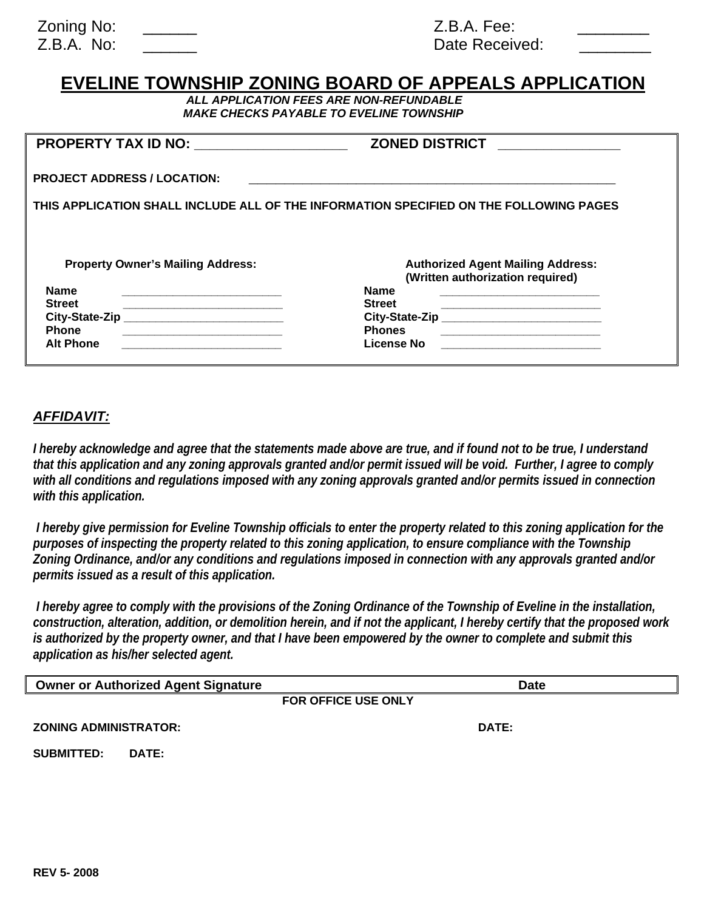Zoning No: ______
Z.B.A. No: ______

Z.B.A. Fee: ________
Date Received: ________

# EVELINE TOWNSHIP ZONING BOARD OF APPEALS APPLICATION

***ALL APPLICATION FEES ARE NON-REFUNDABLE***
***MAKE CHECKS PAYABLE TO EVELINE TOWNSHIP***

**PROPERTY TAX ID NO:** ____________________ **ZONED DISTRICT** ________________

**PROJECT ADDRESS / LOCATION:** ____________________________________________________________

**THIS APPLICATION SHALL INCLUDE ALL OF THE INFORMATION SPECIFIED ON THE FOLLOWING PAGES**

**Property Owner's Mailing Address:**

**Name** _________________________
**Street** _________________________
**City-State-Zip** _________________________
**Phone** _________________________
**Alt Phone** _________________________

**Authorized Agent Mailing Address:**
**(Written authorization required)**

**Name** _________________________
**Street** _________________________
**City-State-Zip** _________________________
**Phones** _________________________
**License No** _________________________

***AFFIDAVIT:***

***I hereby acknowledge and agree that the statements made above are true, and if found not to be true, I understand that this application and any zoning approvals granted and/or permit issued will be void. Further, I agree to comply with all conditions and regulations imposed with any zoning approvals granted and/or permits issued in connection with this application.***

***I hereby give permission for Eveline Township officials to enter the property related to this zoning application for the purposes of inspecting the property related to this zoning application, to ensure compliance with the Township Zoning Ordinance, and/or any conditions and regulations imposed in connection with any approvals granted and/or permits issued as a result of this application.***

***I hereby agree to comply with the provisions of the Zoning Ordinance of the Township of Eveline in the installation, construction, alteration, addition, or demolition herein, and if not the applicant, I hereby certify that the proposed work is authorized by the property owner, and that I have been empowered by the owner to complete and submit this application as his/her selected agent.***

**Owner or Authorized Agent Signature** **Date**

**FOR OFFICE USE ONLY**

**ZONING ADMINISTRATOR:** **DATE:**

**SUBMITTED: DATE:**

**REV 5- 2008**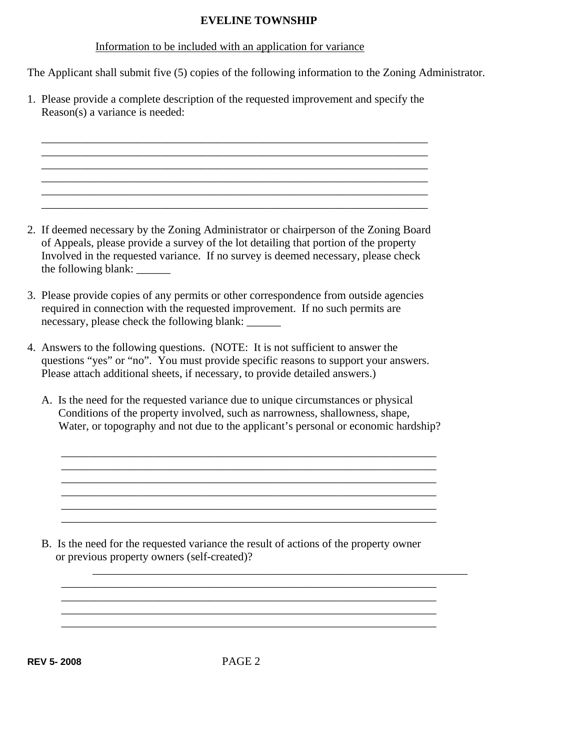**EVELINE TOWNSHIP**

Information to be included with an application for variance

The Applicant shall submit five (5) copies of the following information to the Zoning Administrator.

1. Please provide a complete description of the requested improvement and specify the Reason(s) a variance is needed:

   ______________________________________________________________________
   ______________________________________________________________________
   ______________________________________________________________________
   ______________________________________________________________________
   ______________________________________________________________________
   ______________________________________________________________________

2. If deemed necessary by the Zoning Administrator or chairperson of the Zoning Board of Appeals, please provide a survey of the lot detailing that portion of the property Involved in the requested variance. If no survey is deemed necessary, please check the following blank: ______

3. Please provide copies of any permits or other correspondence from outside agencies required in connection with the requested improvement. If no such permits are necessary, please check the following blank: ______

4. Answers to the following questions. (NOTE: It is not sufficient to answer the questions "yes" or "no". You must provide specific reasons to support your answers. Please attach additional sheets, if necessary, to provide detailed answers.)

   A. Is the need for the requested variance due to unique circumstances or physical Conditions of the property involved, such as narrowness, shallowness, shape, Water, or topography and not due to the applicant's personal or economic hardship?

      ______________________________________________________________________
      ______________________________________________________________________
      ______________________________________________________________________
      ______________________________________________________________________
      ______________________________________________________________________
      ______________________________________________________________________

   B. Is the need for the requested variance the result of actions of the property owner or previous property owners (self-created)?

      ______________________________________________________________________
      ______________________________________________________________________
      ______________________________________________________________________
      ______________________________________________________________________
      ______________________________________________________________________

REV 5- 2008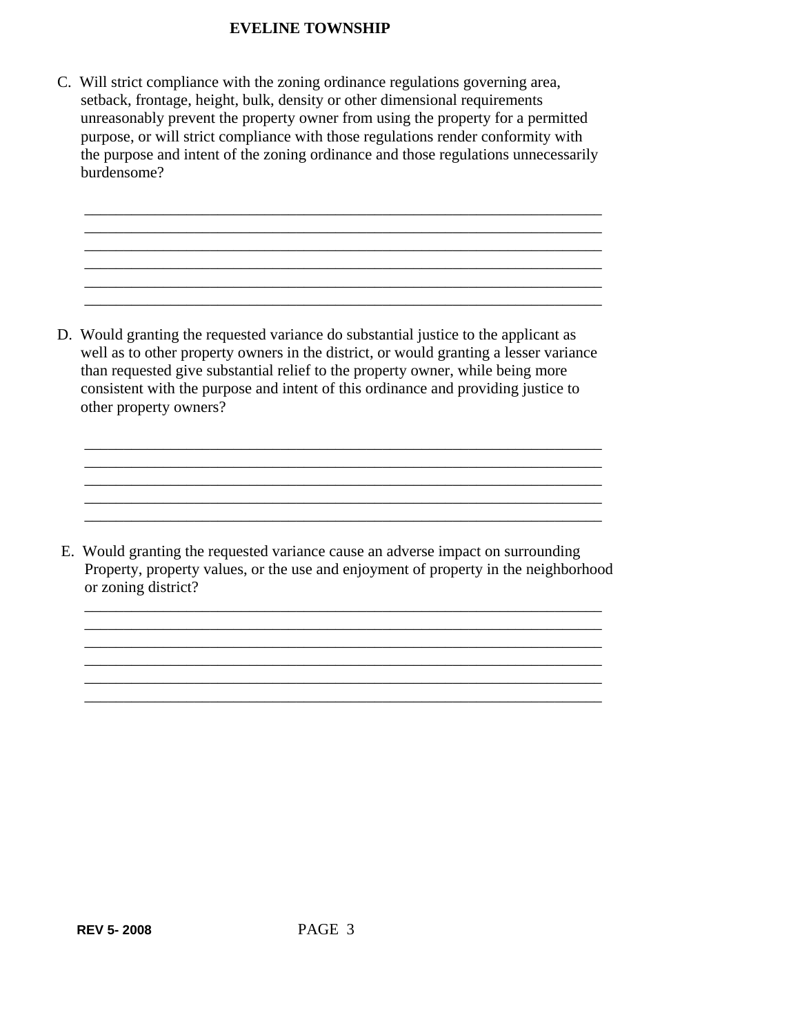C. Will strict compliance with the zoning ordinance regulations governing area, setback, frontage, height, bulk, density or other dimensional requirements unreasonably prevent the property owner from using the property for a permitted purpose, or will strict compliance with those regulations render conformity with the purpose and intent of the zoning ordinance and those regulations unnecessarily burdensome?

____________________________________________________________________
____________________________________________________________________
____________________________________________________________________
____________________________________________________________________
____________________________________________________________________
____________________________________________________________________

D. Would granting the requested variance do substantial justice to the applicant as well as to other property owners in the district, or would granting a lesser variance than requested give substantial relief to the property owner, while being more consistent with the purpose and intent of this ordinance and providing justice to other property owners?

____________________________________________________________________
____________________________________________________________________
____________________________________________________________________
____________________________________________________________________
____________________________________________________________________

E. Would granting the requested variance cause an adverse impact on surrounding Property, property values, or the use and enjoyment of property in the neighborhood or zoning district?

____________________________________________________________________
____________________________________________________________________
____________________________________________________________________
____________________________________________________________________
____________________________________________________________________
____________________________________________________________________